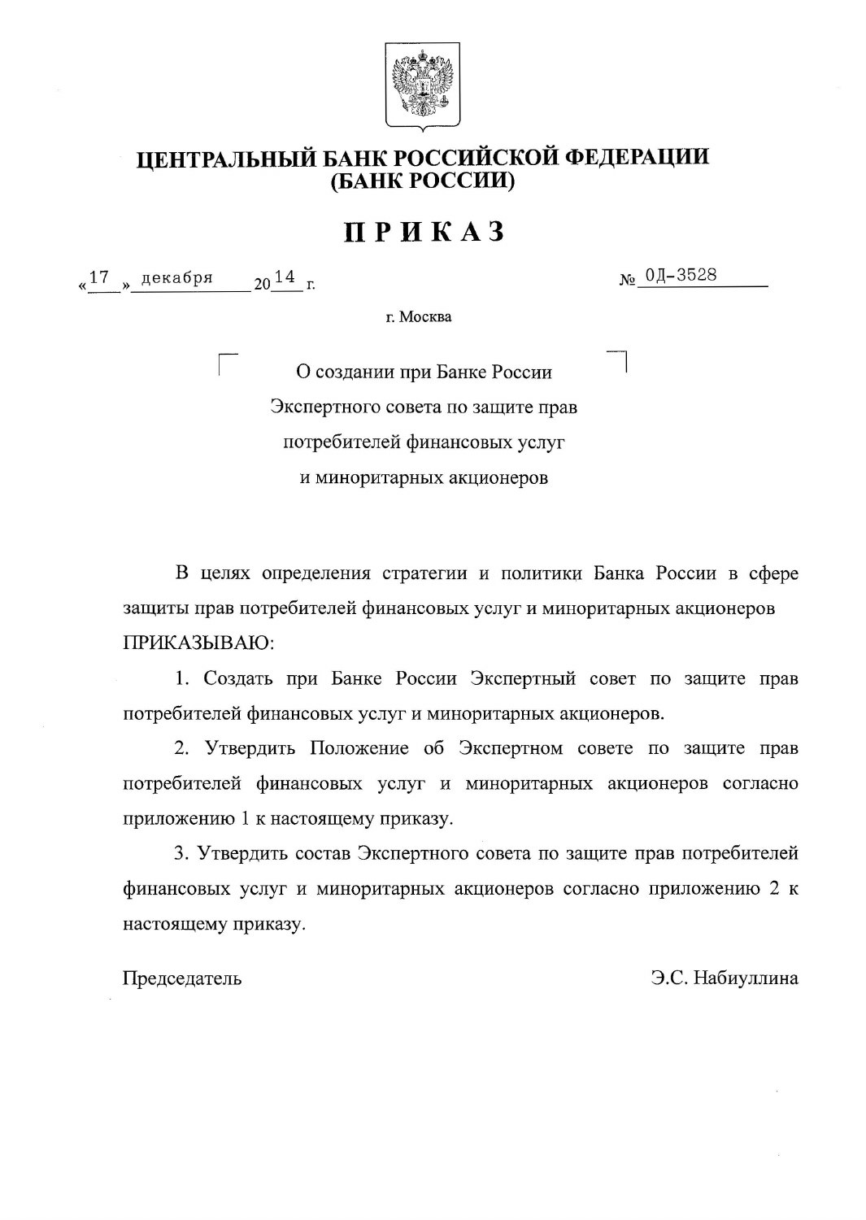# ЦЕНТРАЛЬНЫЙ БАНК РОССИЙСКОЙ ФЕДЕРАЦИИ (БАНК РОССИИ)

# ПРИКАЗ

«17» декабря 2014 г. № ОД-3528

г. Москва

О создании при Банке России Экспертного совета по защите прав потребителей финансовых услуг и миноритарных акционеров

В целях определения стратегии и политики Банка России в сфере защиты прав потребителей финансовых услуг и миноритарных акционеров ПРИКАЗЫВАЮ:

1. Создать при Банке России Экспертный совет по защите прав потребителей финансовых услуг и миноритарных акционеров.

2. Утвердить Положение об Экспертном совете по защите прав потребителей финансовых услуг и миноритарных акционеров согласно приложению 1 к настоящему приказу.

3. Утвердить состав Экспертного совета по защите прав потребителей финансовых услуг и миноритарных акционеров согласно приложению 2 к настоящему приказу.

Председатель Э.С. Набиуллина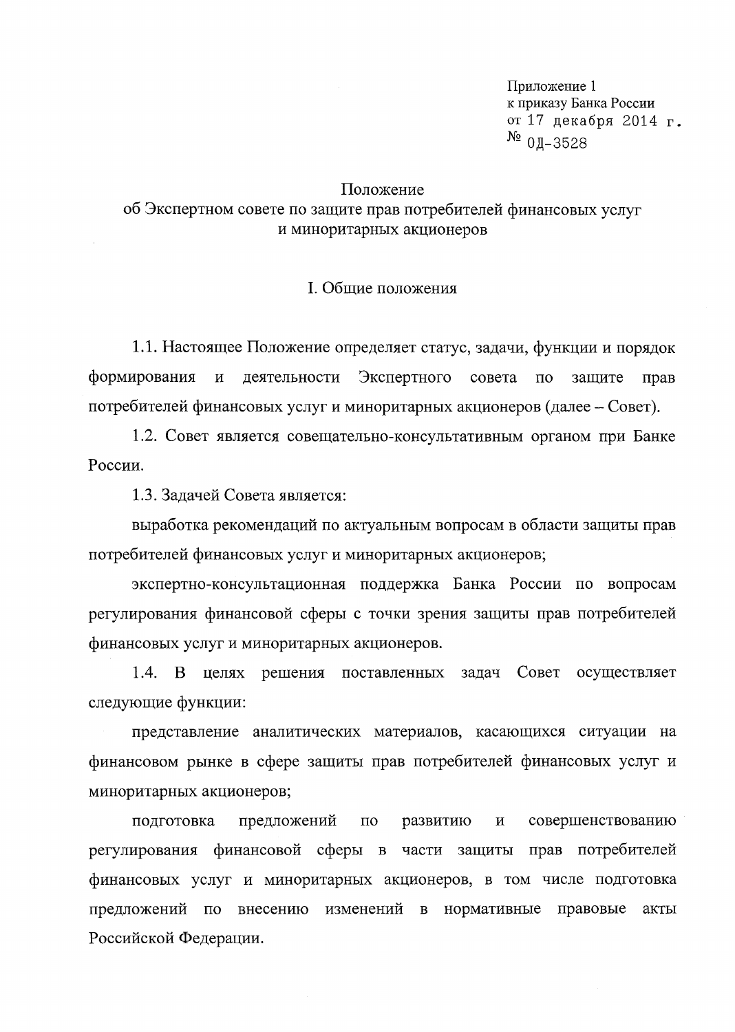Приложение 1
к приказу Банка России
от 17 декабря 2014 г.
№ ОД-3528

# Положение
# об Экспертном совете по защите прав потребителей финансовых услуг и миноритарных акционеров

## I. Общие положения

1.1. Настоящее Положение определяет статус, задачи, функции и порядок формирования и деятельности Экспертного совета по защите прав потребителей финансовых услуг и миноритарных акционеров (далее – Совет).

1.2. Совет является совещательно-консультативным органом при Банке России.

1.3. Задачей Совета является:

выработка рекомендаций по актуальным вопросам в области защиты прав потребителей финансовых услуг и миноритарных акционеров;

экспертно-консультационная поддержка Банка России по вопросам регулирования финансовой сферы с точки зрения защиты прав потребителей финансовых услуг и миноритарных акционеров.

1.4. В целях решения поставленных задач Совет осуществляет следующие функции:

представление аналитических материалов, касающихся ситуации на финансовом рынке в сфере защиты прав потребителей финансовых услуг и миноритарных акционеров;

подготовка предложений по развитию и совершенствованию регулирования финансовой сферы в части защиты прав потребителей финансовых услуг и миноритарных акционеров, в том числе подготовка предложений по внесению изменений в нормативные правовые акты Российской Федерации.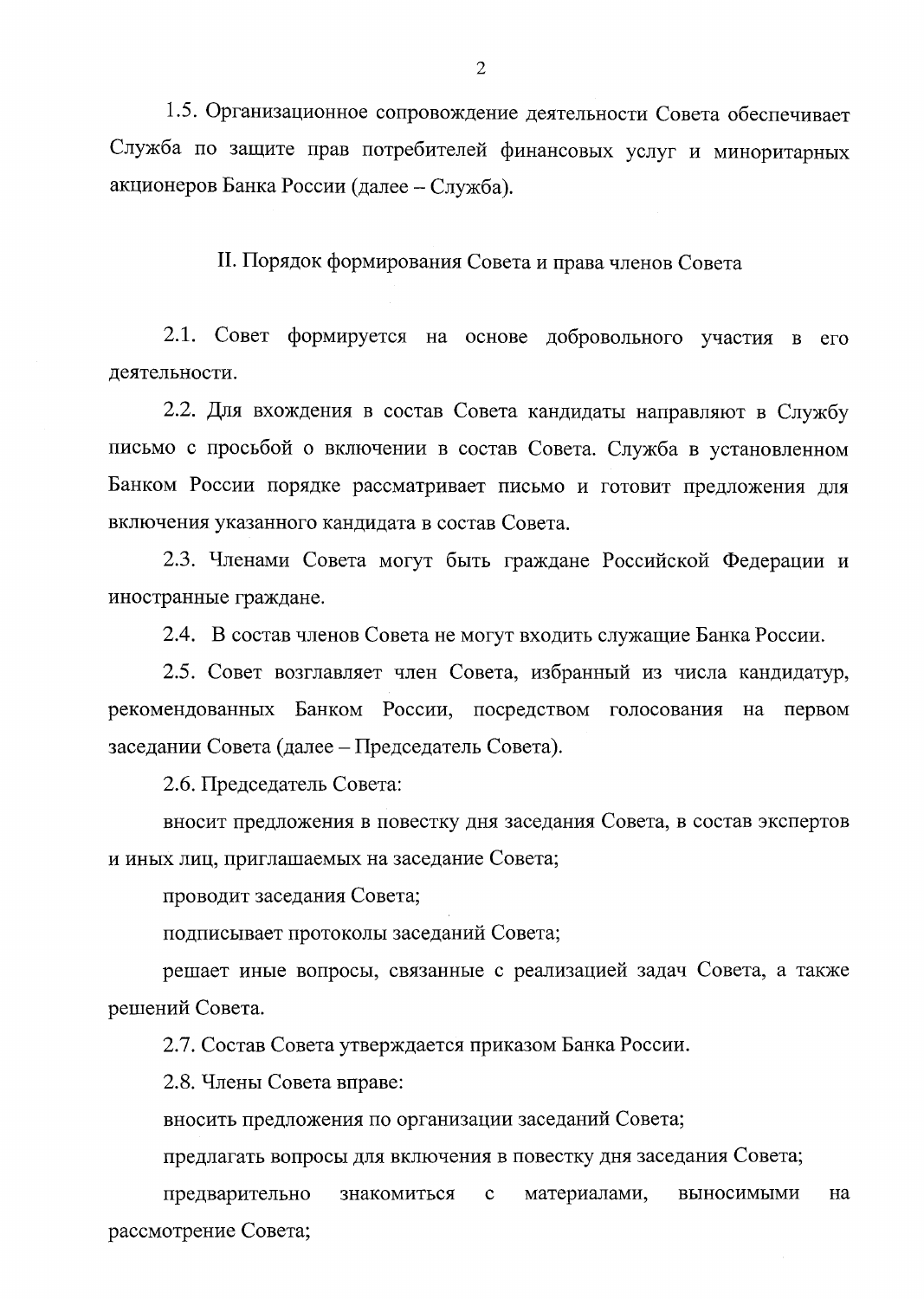1.5. Организационное сопровождение деятельности Совета обеспечивает Служба по защите прав потребителей финансовых услуг и миноритарных акционеров Банка России (далее – Служба).

## II. Порядок формирования Совета и права членов Совета

2.1. Совет формируется на основе добровольного участия в его деятельности.

2.2. Для вхождения в состав Совета кандидаты направляют в Службу письмо с просьбой о включении в состав Совета. Служба в установленном Банком России порядке рассматривает письмо и готовит предложения для включения указанного кандидата в состав Совета.

2.3. Членами Совета могут быть граждане Российской Федерации и иностранные граждане.

2.4. В состав членов Совета не могут входить служащие Банка России.

2.5. Совет возглавляет член Совета, избранный из числа кандидатур, рекомендованных Банком России, посредством голосования на первом заседании Совета (далее – Председатель Совета).

2.6. Председатель Совета:

вносит предложения в повестку дня заседания Совета, в состав экспертов и иных лиц, приглашаемых на заседание Совета;

проводит заседания Совета;

подписывает протоколы заседаний Совета;

решает иные вопросы, связанные с реализацией задач Совета, а также решений Совета.

2.7. Состав Совета утверждается приказом Банка России.

2.8. Члены Совета вправе:

вносить предложения по организации заседаний Совета;

предлагать вопросы для включения в повестку дня заседания Совета;

предварительно знакомиться с материалами, выносимыми на рассмотрение Совета;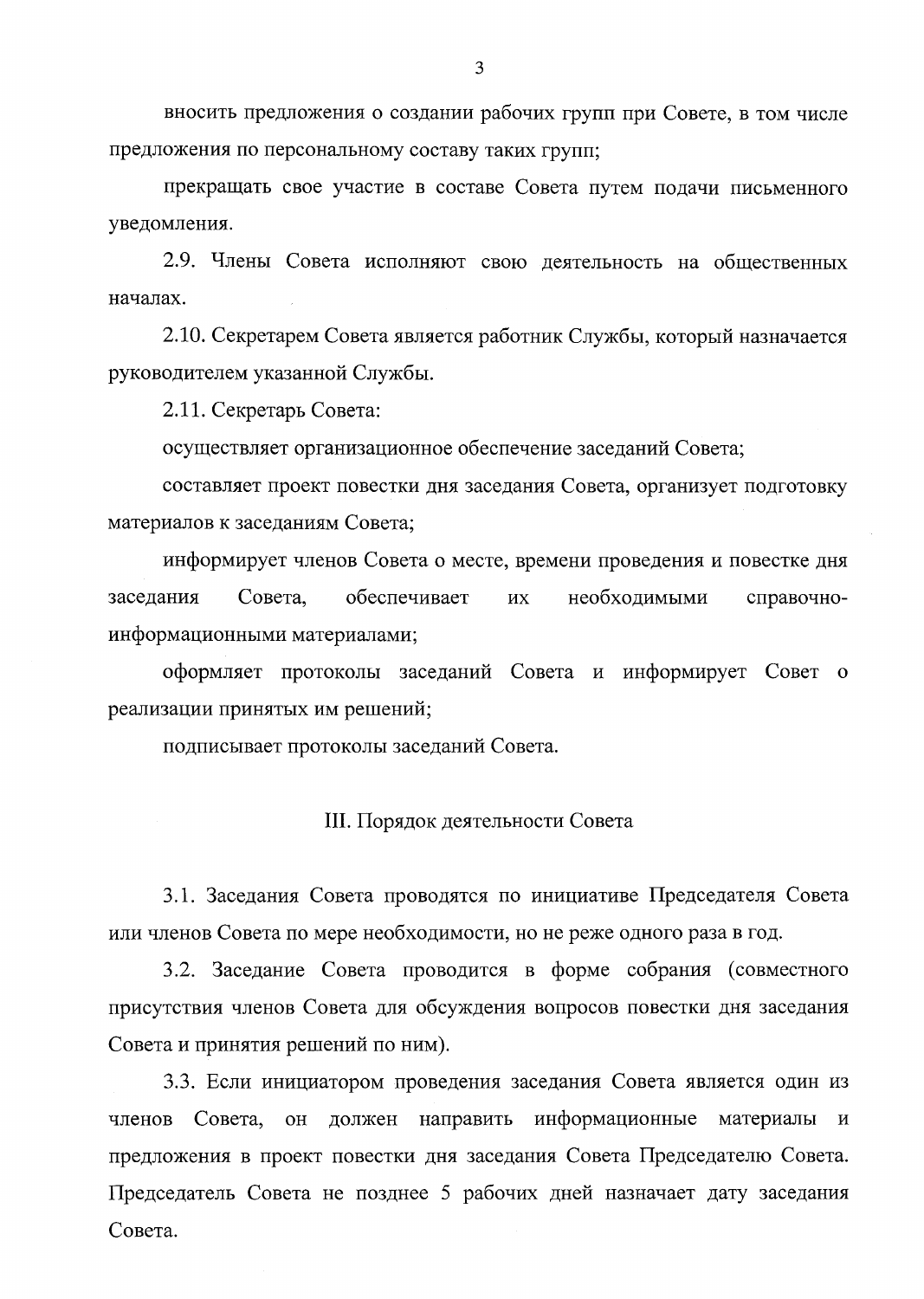вносить предложения о создании рабочих групп при Совете, в том числе предложения по персональному составу таких групп;

прекращать свое участие в составе Совета путем подачи письменного уведомления.

2.9. Члены Совета исполняют свою деятельность на общественных началах.

2.10. Секретарем Совета является работник Службы, который назначается руководителем указанной Службы.

2.11. Секретарь Совета:

осуществляет организационное обеспечение заседаний Совета;

составляет проект повестки дня заседания Совета, организует подготовку материалов к заседаниям Совета;

информирует членов Совета о месте, времени проведения и повестке дня заседания Совета, обеспечивает их необходимыми справочно-информационными материалами;

оформляет протоколы заседаний Совета и информирует Совет о реализации принятых им решений;

подписывает протоколы заседаний Совета.

## III. Порядок деятельности Совета

3.1. Заседания Совета проводятся по инициативе Председателя Совета или членов Совета по мере необходимости, но не реже одного раза в год.

3.2. Заседание Совета проводится в форме собрания (совместного присутствия членов Совета для обсуждения вопросов повестки дня заседания Совета и принятия решений по ним).

3.3. Если инициатором проведения заседания Совета является один из членов Совета, он должен направить информационные материалы и предложения в проект повестки дня заседания Совета Председателю Совета. Председатель Совета не позднее 5 рабочих дней назначает дату заседания Совета.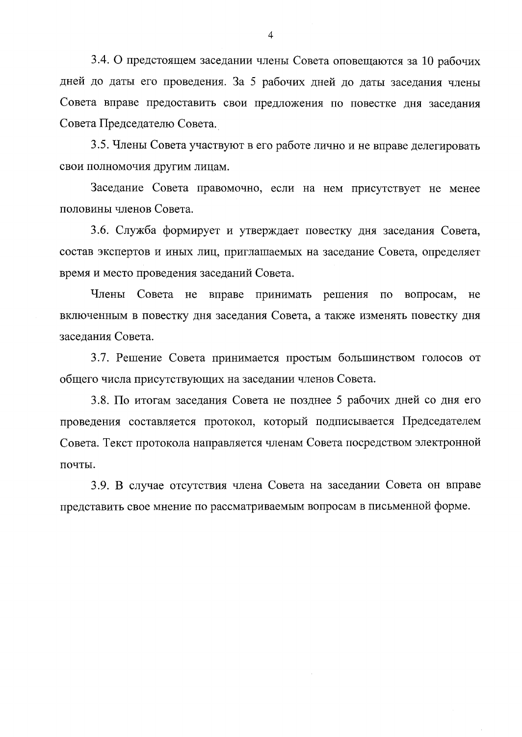3.4. О предстоящем заседании члены Совета оповещаются за 10 рабочих дней до даты его проведения. За 5 рабочих дней до даты заседания члены Совета вправе предоставить свои предложения по повестке дня заседания Совета Председателю Совета.

3.5. Члены Совета участвуют в его работе лично и не вправе делегировать свои полномочия другим лицам.

Заседание Совета правомочно, если на нем присутствует не менее половины членов Совета.

3.6. Служба формирует и утверждает повестку дня заседания Совета, состав экспертов и иных лиц, приглашаемых на заседание Совета, определяет время и место проведения заседаний Совета.

Члены Совета не вправе принимать решения по вопросам, не включенным в повестку дня заседания Совета, а также изменять повестку дня заседания Совета.

3.7. Решение Совета принимается простым большинством голосов от общего числа присутствующих на заседании членов Совета.

3.8. По итогам заседания Совета не позднее 5 рабочих дней со дня его проведения составляется протокол, который подписывается Председателем Совета. Текст протокола направляется членам Совета посредством электронной почты.

3.9. В случае отсутствия члена Совета на заседании Совета он вправе представить свое мнение по рассматриваемым вопросам в письменной форме.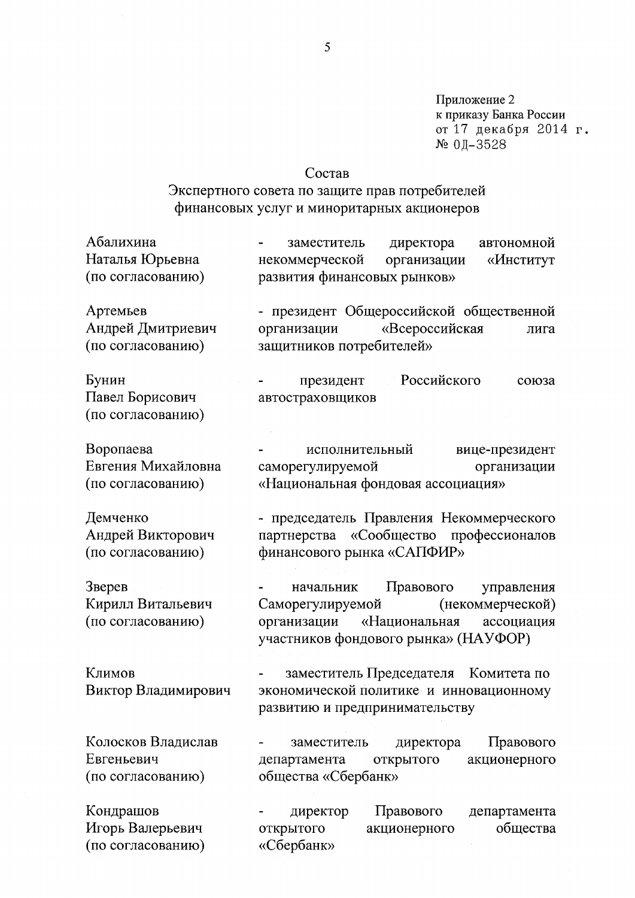Приложение 2
к приказу Банка России
от 17 декабря 2014 г.
№ ОД-3528

## Состав
## Экспертного совета по защите прав потребителей финансовых услуг и миноритарных акционеров

| | |
|---|---|
| Абалихина Наталья Юрьевна (по согласованию) | - заместитель директора автономной некоммерческой организации «Институт развития финансовых рынков» |
| Артемьев Андрей Дмитриевич (по согласованию) | - президент Общероссийской общественной организации «Всероссийская лига защитников потребителей» |
| Бунин Павел Борисович (по согласованию) | - президент Российского союза автостраховщиков |
| Воропаева Евгения Михайловна (по согласованию) | - исполнительный вице-президент саморегулируемой организации «Национальная фондовая ассоциация» |
| Демченко Андрей Викторович (по согласованию) | - председатель Правления Некоммерческого партнерства «Сообщество профессионалов финансового рынка «САПФИР» |
| Зверев Кирилл Витальевич (по согласованию) | - начальник Правового управления Саморегулируемой (некоммерческой) организации «Национальная ассоциация участников фондового рынка» (НАУФОР) |
| Климов Виктор Владимирович | - заместитель Председателя Комитета по экономической политике и инновационному развитию и предпринимательству |
| Колосков Владислав Евгеньевич (по согласованию) | - заместитель директора Правового департамента открытого акционерного общества «Сбербанк» |
| Кондрашов Игорь Валерьевич (по согласованию) | - директор Правового департамента открытого акционерного общества «Сбербанк» |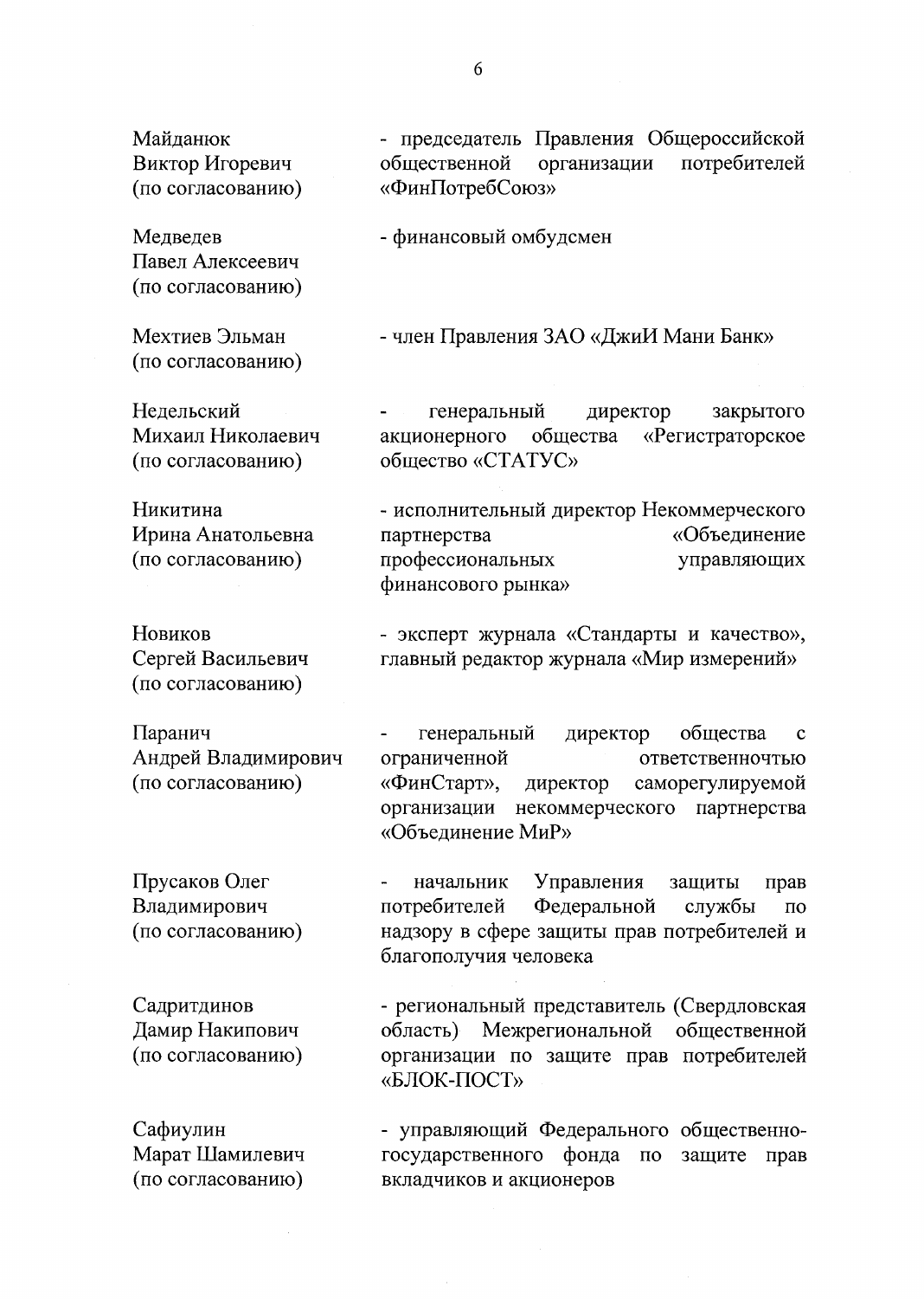| | |
|---|---|
| Майданюк Виктор Игоревич (по согласованию) | - председатель Правления Общероссийской общественной организации потребителей «ФинПотребСоюз» |
| Медведев Павел Алексеевич (по согласованию) | - финансовый омбудсмен |
| Мехтиев Эльман (по согласованию) | - член Правления ЗАО «ДжиИ Мани Банк» |
| Недельский Михаил Николаевич (по согласованию) | - генеральный директор закрытого акционерного общества «Регистраторское общество «СТАТУС» |
| Никитина Ирина Анатольевна (по согласованию) | - исполнительный директор Некоммерческого партнерства «Объединение профессиональных управляющих финансового рынка» |
| Новиков Сергей Васильевич (по согласованию) | - эксперт журнала «Стандарты и качество», главный редактор журнала «Мир измерений» |
| Паранич Андрей Владимирович (по согласованию) | - генеральный директор общества с ограниченной ответственночтью «ФинСтарт», директор саморегулируемой организации некоммерческого партнерства «Объединение МиР» |
| Прусаков Олег Владимирович (по согласованию) | - начальник Управления защиты прав потребителей Федеральной службы по надзору в сфере защиты прав потребителей и благополучия человека |
| Садритдинов Дамир Накипович (по согласованию) | - региональный представитель (Свердловская область) Межрегиональной общественной организации по защите прав потребителей «БЛОК-ПОСТ» |
| Сафиулин Марат Шамилевич (по согласованию) | - управляющий Федерального общественно-государственного фонда по защите прав вкладчиков и акционеров |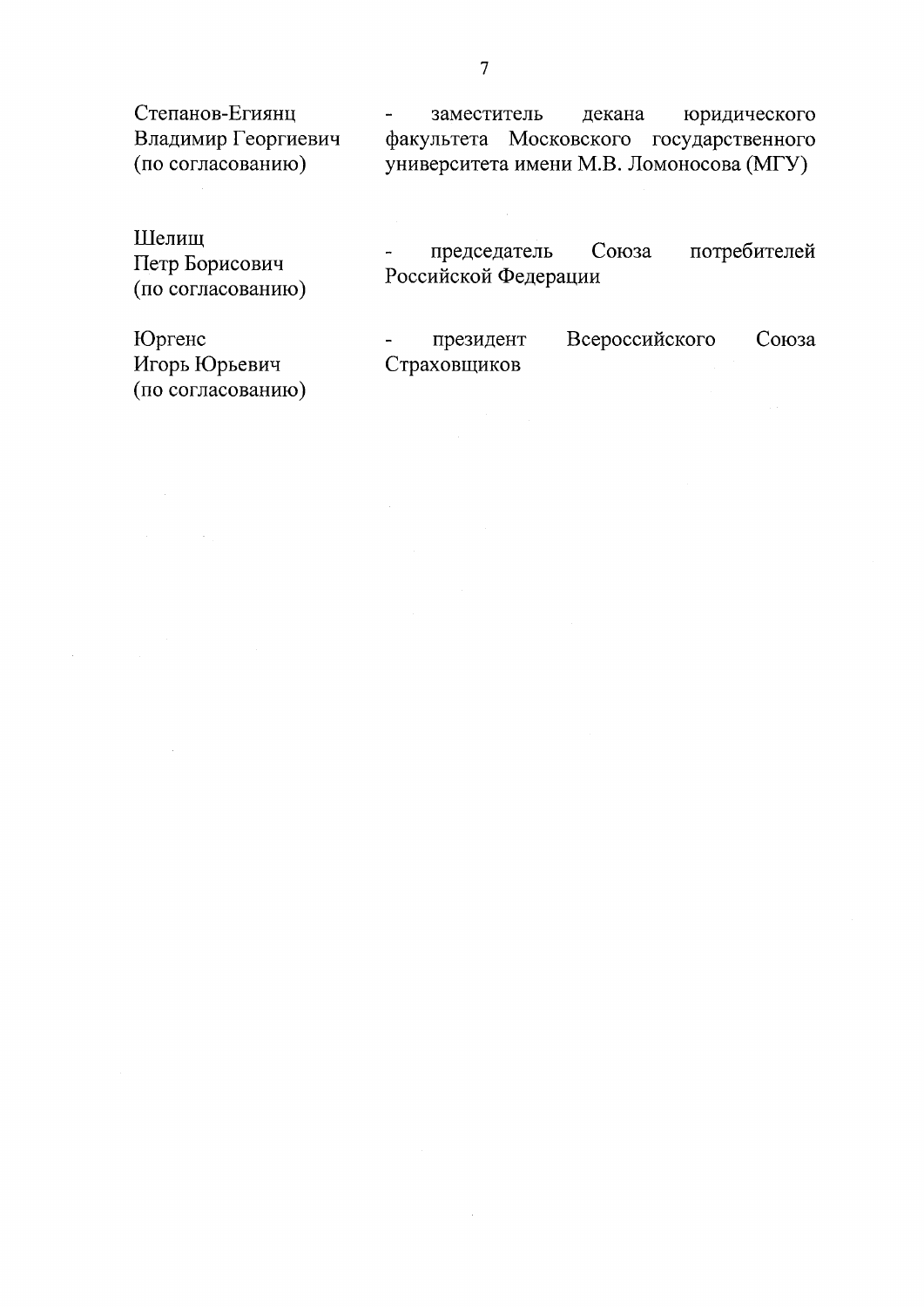| | |
|---|---|
| Степанов-Егиянц Владимир Георгиевич (по согласованию) | - заместитель декана юридического факультета Московского государственного университета имени М.В. Ломоносова (МГУ) |
| Шелищ Петр Борисович (по согласованию) | - председатель Союза потребителей Российской Федерации |
| Юргенс Игорь Юрьевич (по согласованию) | - президент Всероссийского Союза Страховщиков |